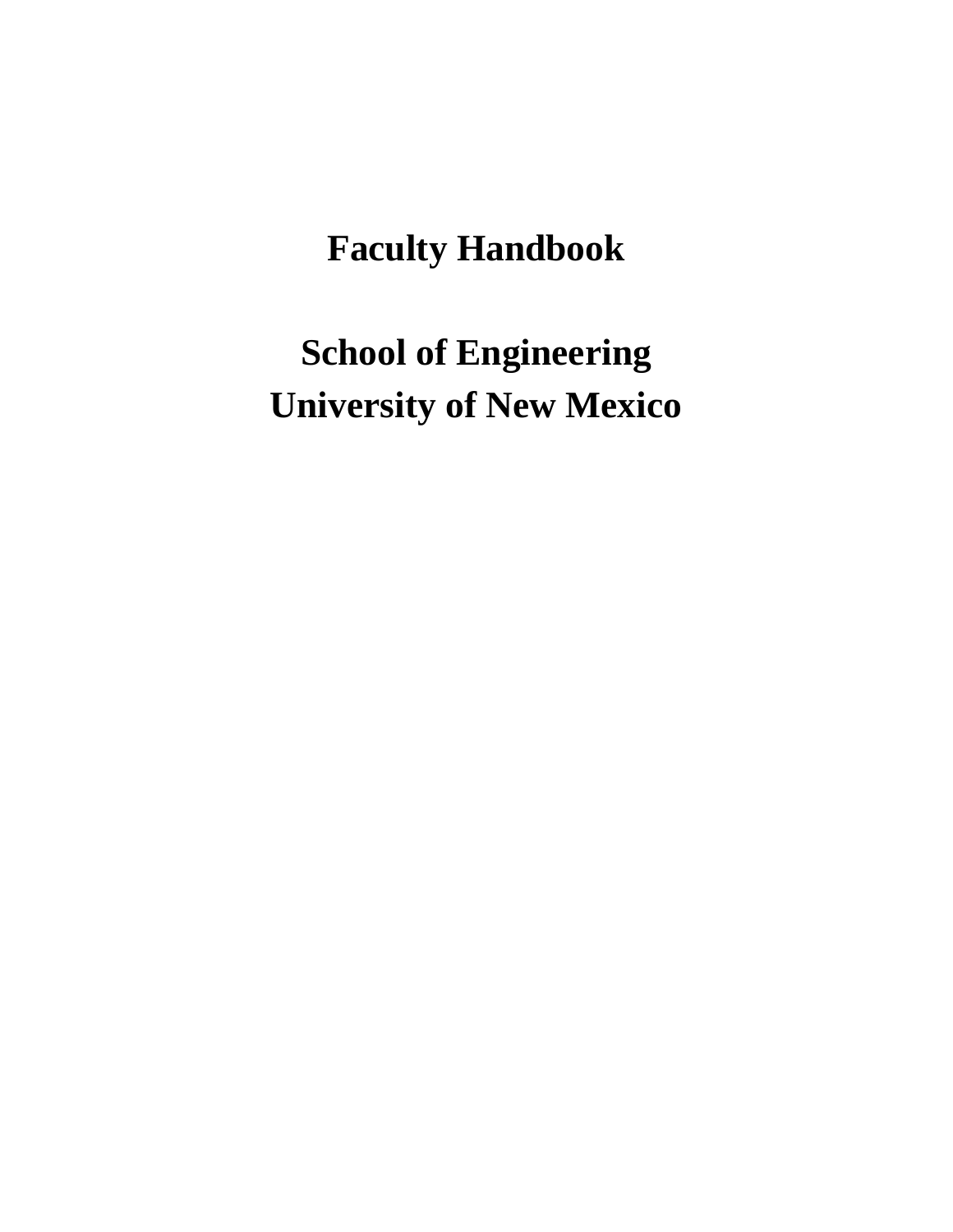# Faculty Handbook

# School of Engineering
# University of New Mexico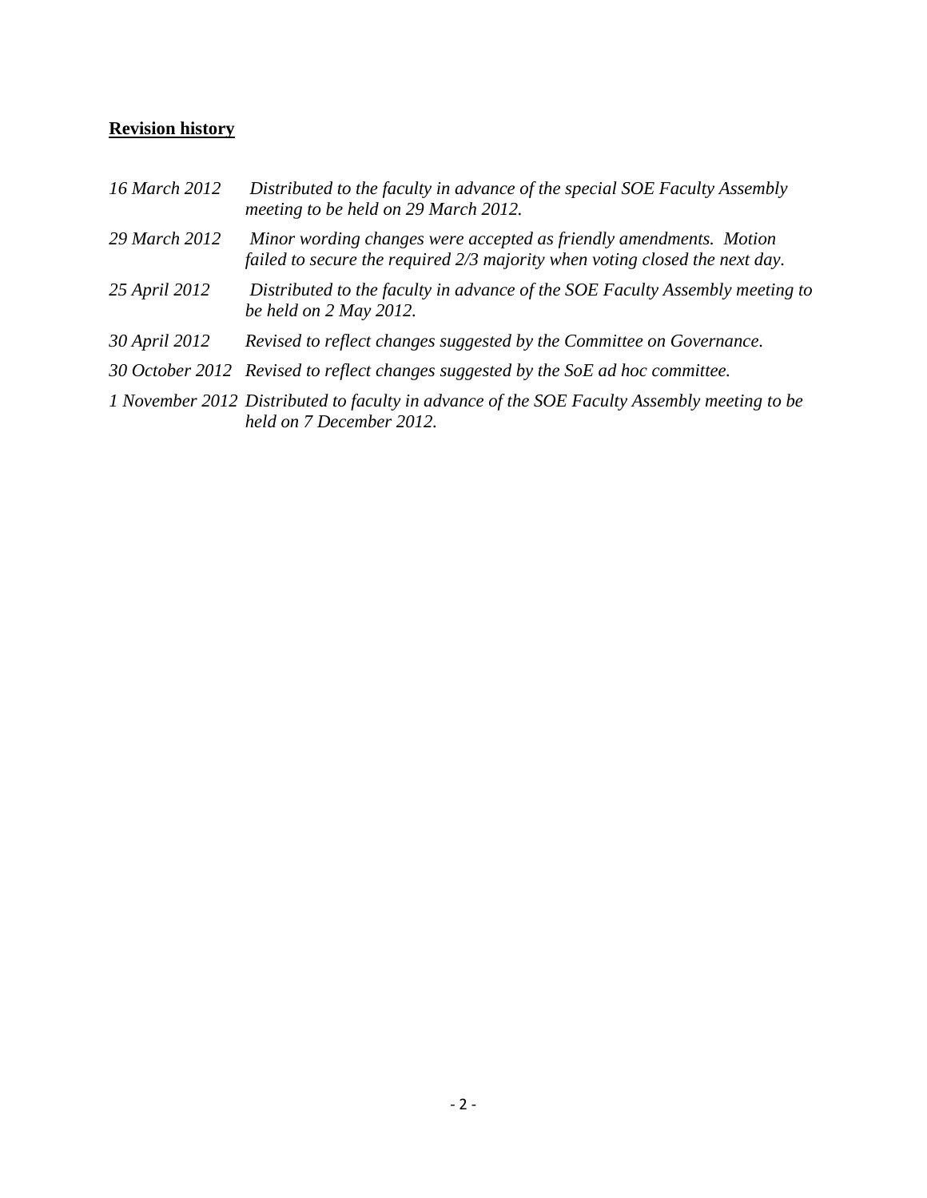**Revision history**

| | |
|---|---|
| *16 March 2012* | *Distributed to the faculty in advance of the special SOE Faculty Assembly meeting to be held on 29 March 2012.* |
| *29 March 2012* | *Minor wording changes were accepted as friendly amendments. Motion failed to secure the required 2/3 majority when voting closed the next day.* |
| *25 April 2012* | *Distributed to the faculty in advance of the SOE Faculty Assembly meeting to be held on 2 May 2012.* |
| *30 April 2012* | *Revised to reflect changes suggested by the Committee on Governance.* |
| *30 October 2012* | *Revised to reflect changes suggested by the SoE ad hoc committee.* |
| *1 November 2012* | *Distributed to faculty in advance of the SOE Faculty Assembly meeting to be held on 7 December 2012.* |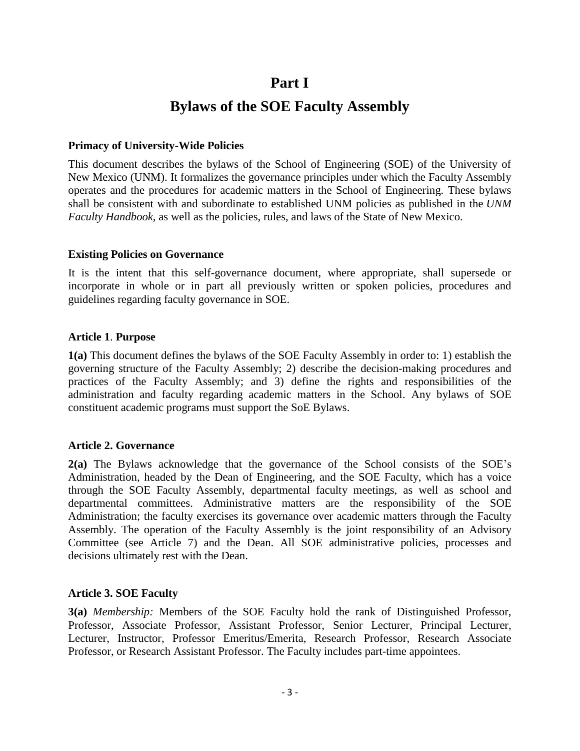# Part I

# Bylaws of the SOE Faculty Assembly

**Primacy of University-Wide Policies**

This document describes the bylaws of the School of Engineering (SOE) of the University of New Mexico (UNM). It formalizes the governance principles under which the Faculty Assembly operates and the procedures for academic matters in the School of Engineering. These bylaws shall be consistent with and subordinate to established UNM policies as published in the *UNM Faculty Handbook,* as well as the policies, rules, and laws of the State of New Mexico.

**Existing Policies on Governance**

It is the intent that this self-governance document, where appropriate, shall supersede or incorporate in whole or in part all previously written or spoken policies, procedures and guidelines regarding faculty governance in SOE.

**Article 1**. **Purpose**

**1(a)** This document defines the bylaws of the SOE Faculty Assembly in order to: 1) establish the governing structure of the Faculty Assembly; 2) describe the decision-making procedures and practices of the Faculty Assembly; and 3) define the rights and responsibilities of the administration and faculty regarding academic matters in the School. Any bylaws of SOE constituent academic programs must support the SoE Bylaws.

**Article 2. Governance**

**2(a)** The Bylaws acknowledge that the governance of the School consists of the SOE's Administration, headed by the Dean of Engineering, and the SOE Faculty, which has a voice through the SOE Faculty Assembly, departmental faculty meetings, as well as school and departmental committees. Administrative matters are the responsibility of the SOE Administration; the faculty exercises its governance over academic matters through the Faculty Assembly. The operation of the Faculty Assembly is the joint responsibility of an Advisory Committee (see Article 7) and the Dean. All SOE administrative policies, processes and decisions ultimately rest with the Dean.

**Article 3. SOE Faculty**

**3(a)** *Membership:* Members of the SOE Faculty hold the rank of Distinguished Professor, Professor, Associate Professor, Assistant Professor, Senior Lecturer, Principal Lecturer, Lecturer, Instructor, Professor Emeritus/Emerita, Research Professor, Research Associate Professor, or Research Assistant Professor. The Faculty includes part-time appointees.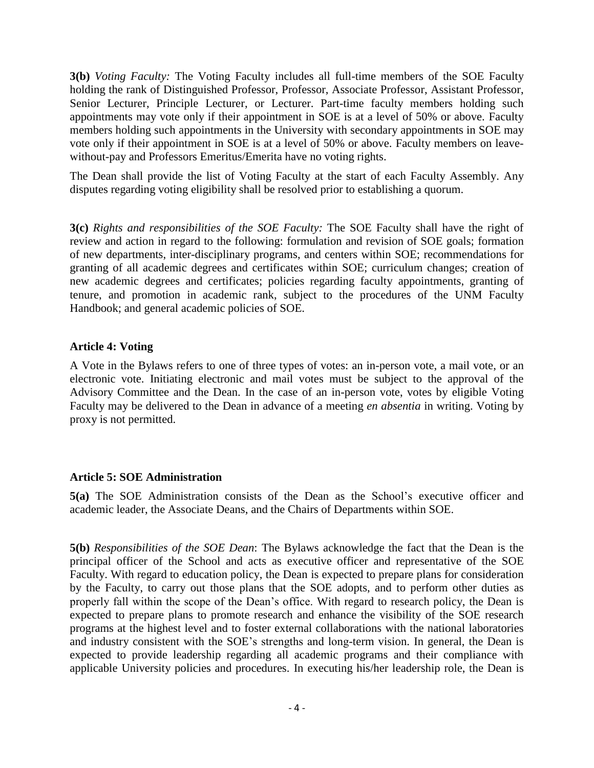**3(b)** *Voting Faculty:* The Voting Faculty includes all full-time members of the SOE Faculty holding the rank of Distinguished Professor, Professor, Associate Professor, Assistant Professor, Senior Lecturer, Principle Lecturer, or Lecturer. Part-time faculty members holding such appointments may vote only if their appointment in SOE is at a level of 50% or above. Faculty members holding such appointments in the University with secondary appointments in SOE may vote only if their appointment in SOE is at a level of 50% or above. Faculty members on leave-without-pay and Professors Emeritus/Emerita have no voting rights.

The Dean shall provide the list of Voting Faculty at the start of each Faculty Assembly. Any disputes regarding voting eligibility shall be resolved prior to establishing a quorum.

**3(c)** *Rights and responsibilities of the SOE Faculty:* The SOE Faculty shall have the right of review and action in regard to the following: formulation and revision of SOE goals; formation of new departments, inter-disciplinary programs, and centers within SOE; recommendations for granting of all academic degrees and certificates within SOE; curriculum changes; creation of new academic degrees and certificates; policies regarding faculty appointments, granting of tenure, and promotion in academic rank, subject to the procedures of the UNM Faculty Handbook; and general academic policies of SOE.

### Article 4: Voting

A Vote in the Bylaws refers to one of three types of votes: an in-person vote, a mail vote, or an electronic vote. Initiating electronic and mail votes must be subject to the approval of the Advisory Committee and the Dean. In the case of an in-person vote, votes by eligible Voting Faculty may be delivered to the Dean in advance of a meeting *en absentia* in writing. Voting by proxy is not permitted.

### Article 5: SOE Administration

**5(a)** The SOE Administration consists of the Dean as the School's executive officer and academic leader, the Associate Deans, and the Chairs of Departments within SOE.

**5(b)** *Responsibilities of the SOE Dean*: The Bylaws acknowledge the fact that the Dean is the principal officer of the School and acts as executive officer and representative of the SOE Faculty. With regard to education policy, the Dean is expected to prepare plans for consideration by the Faculty, to carry out those plans that the SOE adopts, and to perform other duties as properly fall within the scope of the Dean's office. With regard to research policy, the Dean is expected to prepare plans to promote research and enhance the visibility of the SOE research programs at the highest level and to foster external collaborations with the national laboratories and industry consistent with the SOE's strengths and long-term vision. In general, the Dean is expected to provide leadership regarding all academic programs and their compliance with applicable University policies and procedures. In executing his/her leadership role, the Dean is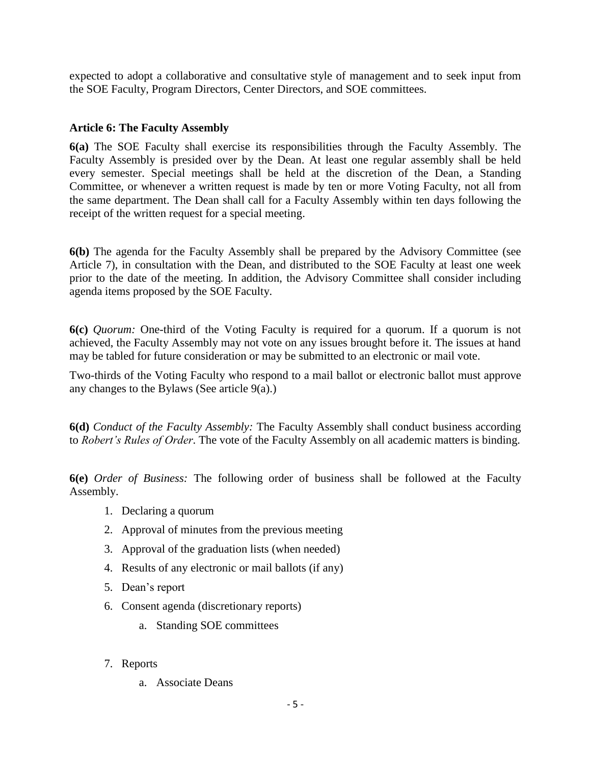expected to adopt a collaborative and consultative style of management and to seek input from the SOE Faculty, Program Directors, Center Directors, and SOE committees.

### Article 6: The Faculty Assembly

**6(a)** The SOE Faculty shall exercise its responsibilities through the Faculty Assembly. The Faculty Assembly is presided over by the Dean. At least one regular assembly shall be held every semester. Special meetings shall be held at the discretion of the Dean, a Standing Committee, or whenever a written request is made by ten or more Voting Faculty, not all from the same department. The Dean shall call for a Faculty Assembly within ten days following the receipt of the written request for a special meeting.

**6(b)** The agenda for the Faculty Assembly shall be prepared by the Advisory Committee (see Article 7), in consultation with the Dean, and distributed to the SOE Faculty at least one week prior to the date of the meeting. In addition, the Advisory Committee shall consider including agenda items proposed by the SOE Faculty.

**6(c)** *Quorum:* One-third of the Voting Faculty is required for a quorum. If a quorum is not achieved, the Faculty Assembly may not vote on any issues brought before it. The issues at hand may be tabled for future consideration or may be submitted to an electronic or mail vote.

Two-thirds of the Voting Faculty who respond to a mail ballot or electronic ballot must approve any changes to the Bylaws (See article 9(a).)

**6(d)** *Conduct of the Faculty Assembly:* The Faculty Assembly shall conduct business according to *Robert's Rules of Order*. The vote of the Faculty Assembly on all academic matters is binding.

**6(e)** *Order of Business:* The following order of business shall be followed at the Faculty Assembly.

1. Declaring a quorum
2. Approval of minutes from the previous meeting
3. Approval of the graduation lists (when needed)
4. Results of any electronic or mail ballots (if any)
5. Dean's report
6. Consent agenda (discretionary reports)
    a. Standing SOE committees
7. Reports
    a. Associate Deans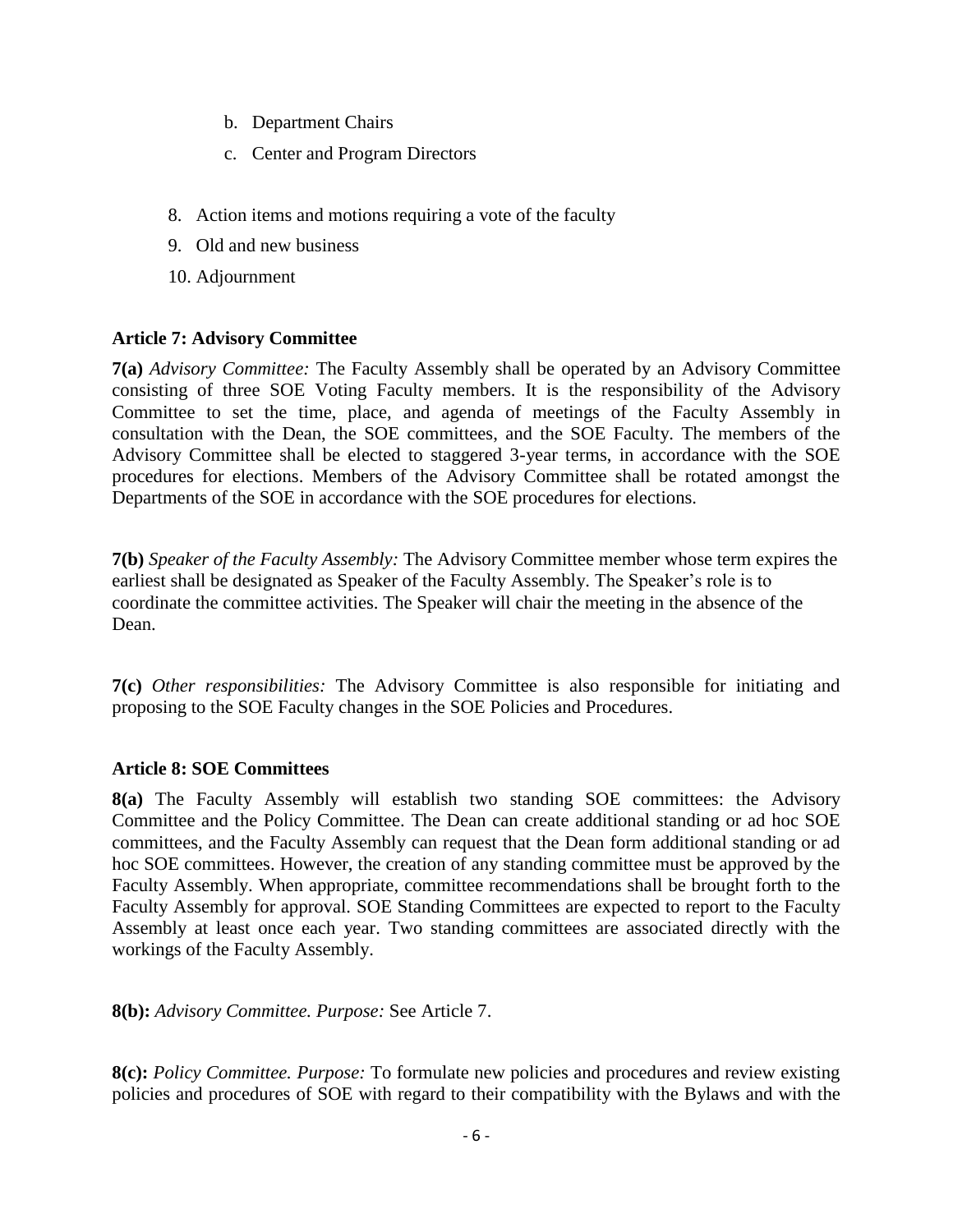b. Department Chairs
   c. Center and Program Directors

8. Action items and motions requiring a vote of the faculty
9. Old and new business
10. Adjournment

### Article 7: Advisory Committee

**7(a)** *Advisory Committee:* The Faculty Assembly shall be operated by an Advisory Committee consisting of three SOE Voting Faculty members. It is the responsibility of the Advisory Committee to set the time, place, and agenda of meetings of the Faculty Assembly in consultation with the Dean, the SOE committees, and the SOE Faculty. The members of the Advisory Committee shall be elected to staggered 3-year terms, in accordance with the SOE procedures for elections. Members of the Advisory Committee shall be rotated amongst the Departments of the SOE in accordance with the SOE procedures for elections.

**7(b)** *Speaker of the Faculty Assembly:* The Advisory Committee member whose term expires the earliest shall be designated as Speaker of the Faculty Assembly. The Speaker's role is to coordinate the committee activities. The Speaker will chair the meeting in the absence of the Dean.

**7(c)** *Other responsibilities:* The Advisory Committee is also responsible for initiating and proposing to the SOE Faculty changes in the SOE Policies and Procedures.

### Article 8: SOE Committees

**8(a)** The Faculty Assembly will establish two standing SOE committees: the Advisory Committee and the Policy Committee. The Dean can create additional standing or ad hoc SOE committees, and the Faculty Assembly can request that the Dean form additional standing or ad hoc SOE committees. However, the creation of any standing committee must be approved by the Faculty Assembly. When appropriate, committee recommendations shall be brought forth to the Faculty Assembly for approval. SOE Standing Committees are expected to report to the Faculty Assembly at least once each year. Two standing committees are associated directly with the workings of the Faculty Assembly.

**8(b):** *Advisory Committee. Purpose:* See Article 7.

**8(c):** *Policy Committee. Purpose:* To formulate new policies and procedures and review existing policies and procedures of SOE with regard to their compatibility with the Bylaws and with the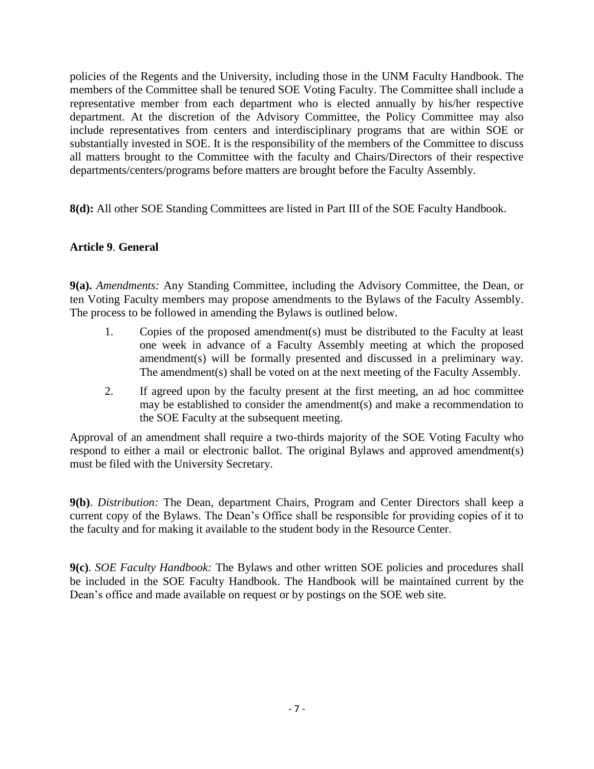policies of the Regents and the University, including those in the UNM Faculty Handbook. The members of the Committee shall be tenured SOE Voting Faculty. The Committee shall include a representative member from each department who is elected annually by his/her respective department. At the discretion of the Advisory Committee, the Policy Committee may also include representatives from centers and interdisciplinary programs that are within SOE or substantially invested in SOE. It is the responsibility of the members of the Committee to discuss all matters brought to the Committee with the faculty and Chairs/Directors of their respective departments/centers/programs before matters are brought before the Faculty Assembly.

**8(d):** All other SOE Standing Committees are listed in Part III of the SOE Faculty Handbook.

**Article 9**. **General**

**9(a).** *Amendments:* Any Standing Committee, including the Advisory Committee, the Dean, or ten Voting Faculty members may propose amendments to the Bylaws of the Faculty Assembly. The process to be followed in amending the Bylaws is outlined below.

1. Copies of the proposed amendment(s) must be distributed to the Faculty at least one week in advance of a Faculty Assembly meeting at which the proposed amendment(s) will be formally presented and discussed in a preliminary way. The amendment(s) shall be voted on at the next meeting of the Faculty Assembly.
2. If agreed upon by the faculty present at the first meeting, an ad hoc committee may be established to consider the amendment(s) and make a recommendation to the SOE Faculty at the subsequent meeting.

Approval of an amendment shall require a two-thirds majority of the SOE Voting Faculty who respond to either a mail or electronic ballot. The original Bylaws and approved amendment(s) must be filed with the University Secretary.

**9(b)**. *Distribution:* The Dean, department Chairs, Program and Center Directors shall keep a current copy of the Bylaws. The Dean's Office shall be responsible for providing copies of it to the faculty and for making it available to the student body in the Resource Center.

**9(c)**. *SOE Faculty Handbook:* The Bylaws and other written SOE policies and procedures shall be included in the SOE Faculty Handbook. The Handbook will be maintained current by the Dean's office and made available on request or by postings on the SOE web site.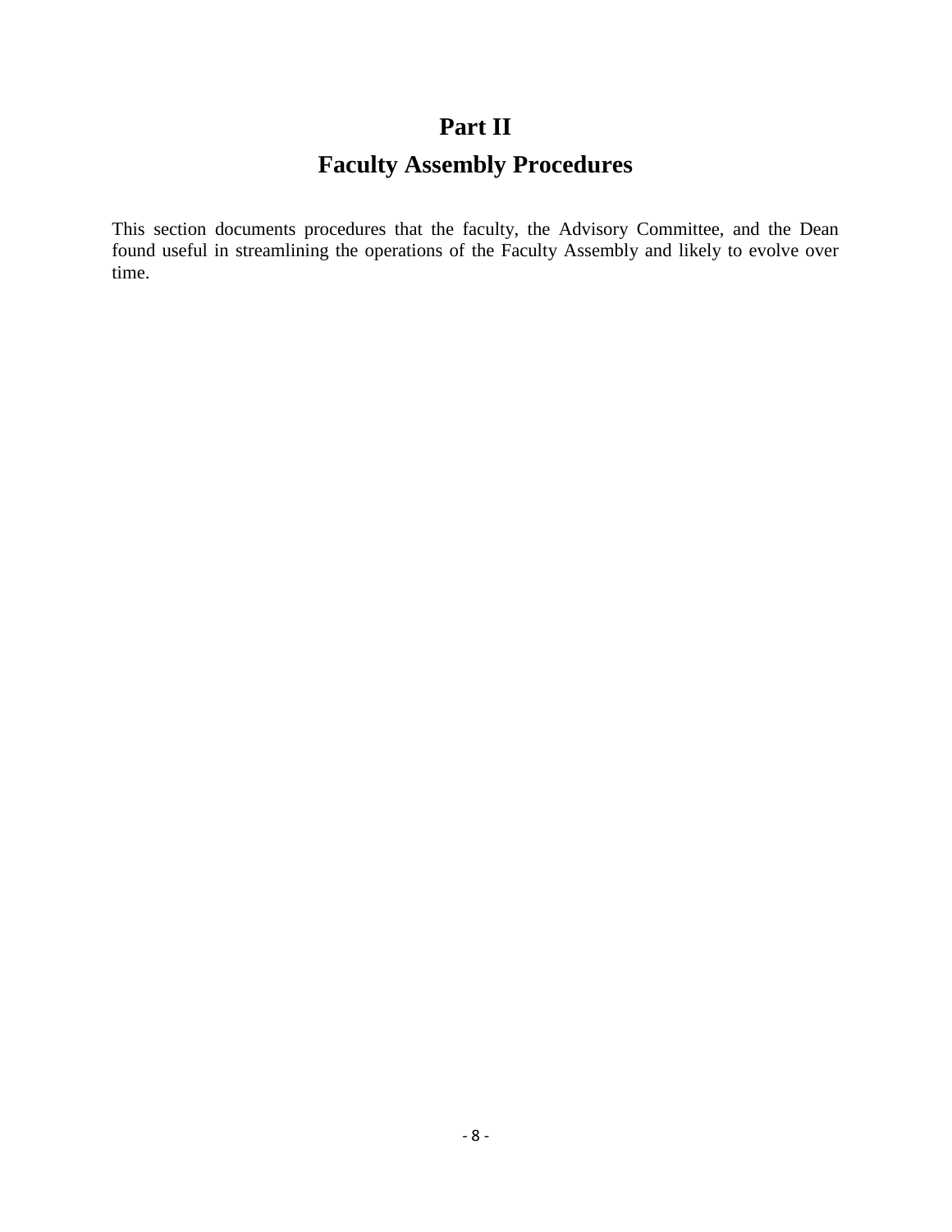# Part II

# Faculty Assembly Procedures

This section documents procedures that the faculty, the Advisory Committee, and the Dean found useful in streamlining the operations of the Faculty Assembly and likely to evolve over time.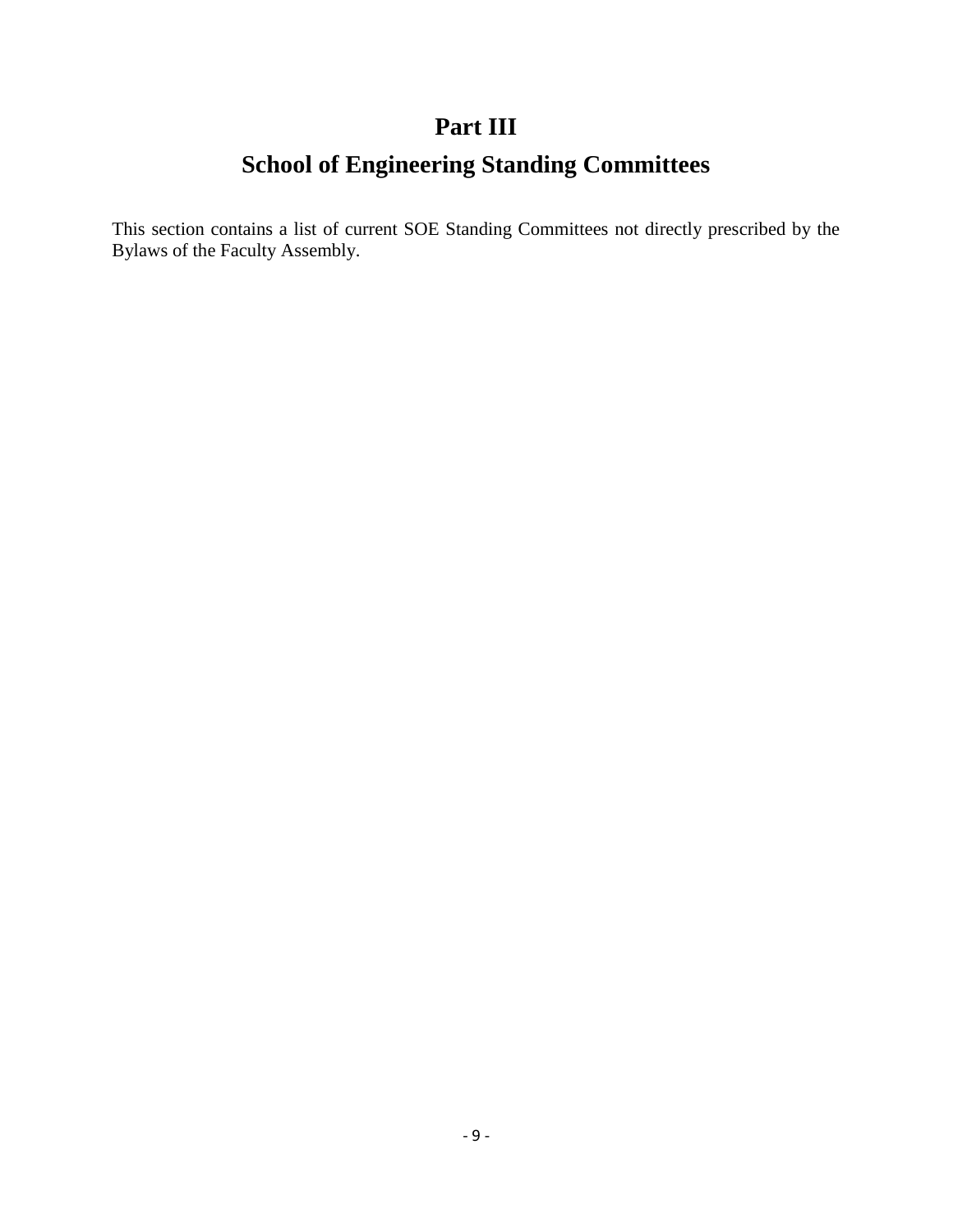# Part III

# School of Engineering Standing Committees

This section contains a list of current SOE Standing Committees not directly prescribed by the Bylaws of the Faculty Assembly.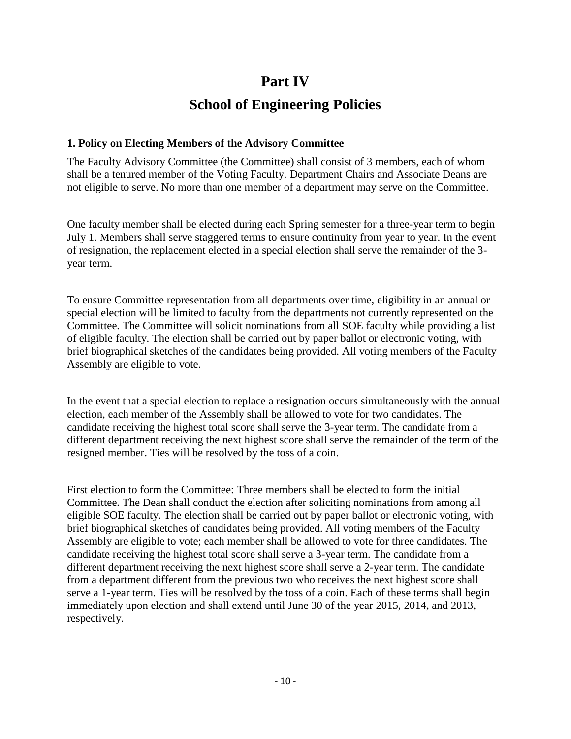# Part IV

# School of Engineering Policies

### 1. Policy on Electing Members of the Advisory Committee

The Faculty Advisory Committee (the Committee) shall consist of 3 members, each of whom shall be a tenured member of the Voting Faculty. Department Chairs and Associate Deans are not eligible to serve. No more than one member of a department may serve on the Committee.

One faculty member shall be elected during each Spring semester for a three-year term to begin July 1. Members shall serve staggered terms to ensure continuity from year to year. In the event of resignation, the replacement elected in a special election shall serve the remainder of the 3-year term.

To ensure Committee representation from all departments over time, eligibility in an annual or special election will be limited to faculty from the departments not currently represented on the Committee. The Committee will solicit nominations from all SOE faculty while providing a list of eligible faculty. The election shall be carried out by paper ballot or electronic voting, with brief biographical sketches of the candidates being provided. All voting members of the Faculty Assembly are eligible to vote.

In the event that a special election to replace a resignation occurs simultaneously with the annual election, each member of the Assembly shall be allowed to vote for two candidates. The candidate receiving the highest total score shall serve the 3-year term. The candidate from a different department receiving the next highest score shall serve the remainder of the term of the resigned member. Ties will be resolved by the toss of a coin.

<u>First election to form the Committee</u>: Three members shall be elected to form the initial Committee. The Dean shall conduct the election after soliciting nominations from among all eligible SOE faculty. The election shall be carried out by paper ballot or electronic voting, with brief biographical sketches of candidates being provided. All voting members of the Faculty Assembly are eligible to vote; each member shall be allowed to vote for three candidates. The candidate receiving the highest total score shall serve a 3-year term. The candidate from a different department receiving the next highest score shall serve a 2-year term. The candidate from a department different from the previous two who receives the next highest score shall serve a 1-year term. Ties will be resolved by the toss of a coin. Each of these terms shall begin immediately upon election and shall extend until June 30 of the year 2015, 2014, and 2013, respectively.